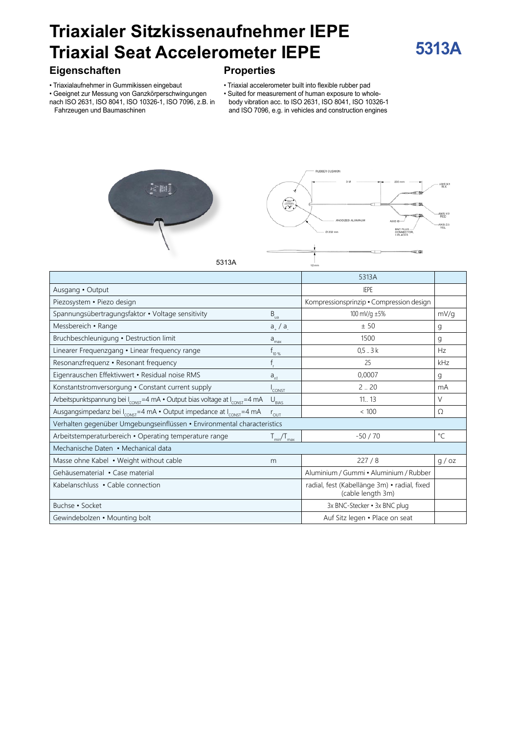# Triaxialer Sitzkissenaufnehmer IEPE
# Triaxial Seat Accelerometer IEPE

**5313A**

## Eigenschaften

- Triaxialaufnehmer in Gummikissen eingebaut
- Geeignet zur Messung von Ganzkörperschwingungen nach ISO 2631, ISO 8041, ISO 10326-1, ISO 7096, z.B. in Fahrzeugen und Baumaschinen

## Properties

- Triaxial accelerometer built into flexible rubber pad
- Suited for measurement of human exposure to whole-body vibration acc. to ISO 2631, ISO 8041, ISO 10326-1 and ISO 7096, e.g. in vehicles and construction engines

RUBBER CUSHION, 3 M, 200 mm, AXIS X/1 BLK, AXIS Y/2 RED, AXIS Z/3 YEL, ANODIZED ALUMINUM, AXIS ID, BNC PLUG CONNECTOR, 3 PLACES, Ø 232 mm, 12 mm

5313A

| | | 5313A | |
|---|---|---|---|
| Ausgang • Output | | IEPE | |
| Piezosystem • Piezo design | | Kompressionsprinzip • Compression design | |
| Spannungsübertragungsfaktor • Voltage sensitivity | $B_{ua}$ | 100 mV/g ±5% | mV/g |
| Messbereich • Range | $a_+ / a_-$ | ± 50 | g |
| Bruchbeschleunigung • Destruction limit | $a_{max}$ | 1500 | g |
| Linearer Frequenzgang • Linear frequency range | $f_{10\,\%}$ | 0,5 .. 3 k | Hz |
| Resonanzfrequenz • Resonant frequency | $f_r$ | 25 | kHz |
| Eigenrauschen Effektivwert • Residual noise RMS | $a_{nl}$ | 0,0007 | g |
| Konstantstromversorgung • Constant current supply | $I_{CONST}$ | 2 .. 20 | mA |
| Arbeitspunktspannung bei $I_{CONST}$=4 mA • Output bias voltage at $I_{CONST}$=4 mA | $U_{BIAS}$ | 11.. 13 | V |
| Ausgangsimpedanz bei $I_{CONST}$=4 mA • Output impedance at $I_{CONST}$=4 mA | $r_{OUT}$ | < 100 | Ω |
| Verhalten gegenüber Umgebungseinflüssen • Environmental characteristics | | | |
| Arbeitstemperaturbereich • Operating temperature range | $T_{min}/T_{max}$ | -50 / 70 | °C |
| Mechanische Daten • Mechanical data | | | |
| Masse ohne Kabel • Weight without cable | m | 227 / 8 | g / oz |
| Gehäusematerial • Case material | | Aluminium / Gummi • Aluminium / Rubber | |
| Kabelanschluss • Cable connection | | radial, fest (Kabellänge 3m) • radial, fixed (cable length 3m) | |
| Buchse • Socket | | 3x BNC-Stecker • 3x BNC plug | |
| Gewindebolzen • Mounting bolt | | Auf Sitz legen • Place on seat | |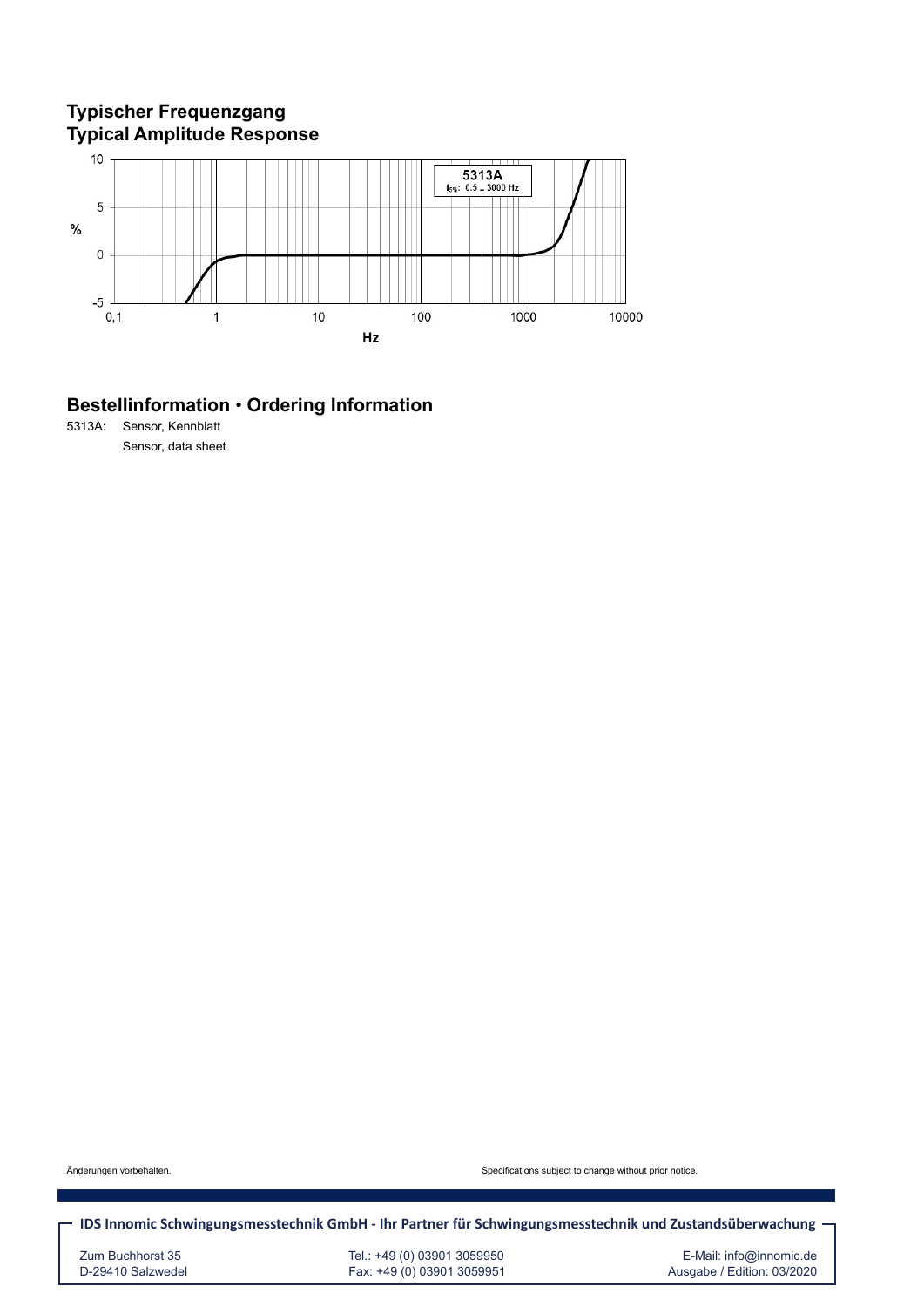## Typischer Frequenzgang
## Typical Amplitude Response

5313A
$f_{5\%}$: 0.5 .. 3000 Hz

10
5
%
0
-5
0,1
1
10
100
1000
10000
Hz

## Bestellinformation • Ordering Information

5313A: Sensor, Kennblatt
Sensor, data sheet

Änderungen vorbehalten.

Specifications subject to change without prior notice.

**IDS Innomic Schwingungsmesstechnik GmbH - Ihr Partner für Schwingungsmesstechnik und Zustandsüberwachung**

Zum Buchhorst 35
D-29410 Salzwedel

Tel.: +49 (0) 03901 3059950
Fax: +49 (0) 03901 3059951

E-Mail: info@innomic.de
Ausgabe / Edition: 03/2020